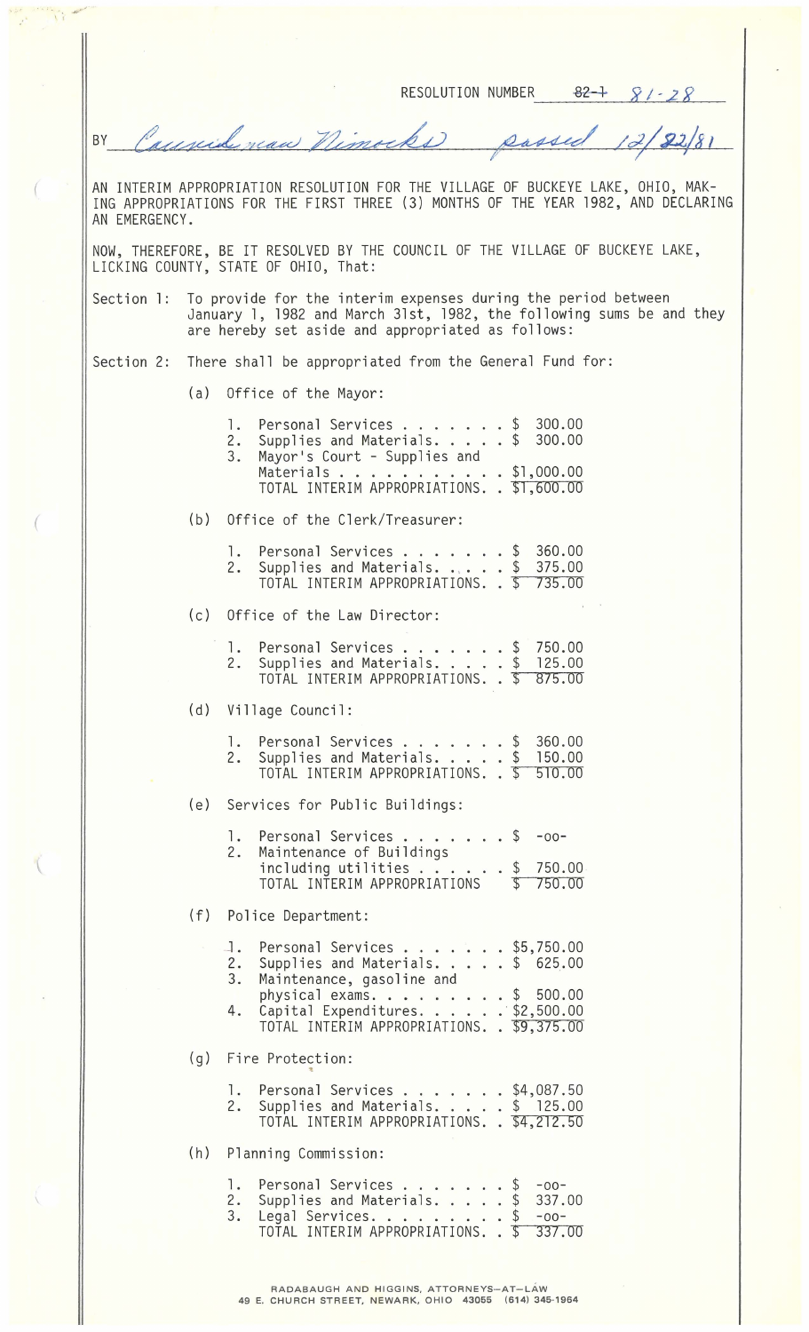RESOLUTION NUMBER ~~82-1~~ 81-28

BY Councilman Nimocks passed 12/22/81

AN INTERIM APPROPRIATION RESOLUTION FOR THE VILLAGE OF BUCKEYE LAKE, OHIO, MAKING APPROPRIATIONS FOR THE FIRST THREE (3) MONTHS OF THE YEAR 1982, AND DECLARING AN EMERGENCY.

NOW, THEREFORE, BE IT RESOLVED BY THE COUNCIL OF THE VILLAGE OF BUCKEYE LAKE, LICKING COUNTY, STATE OF OHIO, That:

Section 1: To provide for the interim expenses during the period between January 1, 1982 and March 31st, 1982, the following sums be and they are hereby set aside and appropriated as follows:

Section 2: There shall be appropriated from the General Fund for:

(a) Office of the Mayor:

1. Personal Services . . . . . . . $ 300.00
2. Supplies and Materials. . . . . $ 300.00
3. Mayor's Court - Supplies and Materials . . . . . . . . . . . $1,000.00

TOTAL INTERIM APPROPRIATIONS. . $1,600.00

(b) Office of the Clerk/Treasurer:

1. Personal Services . . . . . . . $ 360.00
2. Supplies and Materials. . . . . $ 375.00

TOTAL INTERIM APPROPRIATIONS. . $ 735.00

(c) Office of the Law Director:

1. Personal Services . . . . . . . $ 750.00
2. Supplies and Materials. . . . . $ 125.00

TOTAL INTERIM APPROPRIATIONS. . $ 875.00

(d) Village Council:

1. Personal Services . . . . . . . $ 360.00
2. Supplies and Materials. . . . . $ 150.00

TOTAL INTERIM APPROPRIATIONS. . $ 510.00

(e) Services for Public Buildings:

1. Personal Services . . . . . . . $ -oo-
2. Maintenance of Buildings including utilities . . . . . . $ 750.00

TOTAL INTERIM APPROPRIATIONS $ 750.00

(f) Police Department:

1. Personal Services . . . . . . . $5,750.00
2. Supplies and Materials. . . . . $ 625.00
3. Maintenance, gasoline and physical exams. . . . . . . . . $ 500.00
4. Capital Expenditures. . . . . . $2,500.00

TOTAL INTERIM APPROPRIATIONS. . $9,375.00

(g) Fire Protection:

1. Personal Services . . . . . . . $4,087.50
2. Supplies and Materials. . . . . $ 125.00

TOTAL INTERIM APPROPRIATIONS. . $4,212.50

(h) Planning Commission:

1. Personal Services . . . . . . . $ -oo-
2. Supplies and Materials. . . . . $ 337.00
3. Legal Services. . . . . . . . . $ -oo-

TOTAL INTERIM APPROPRIATIONS. . $ 337.00

RADABAUGH AND HIGGINS, ATTORNEYS-AT-LAW
49 E. CHURCH STREET, NEWARK, OHIO 43055 (614) 345-1964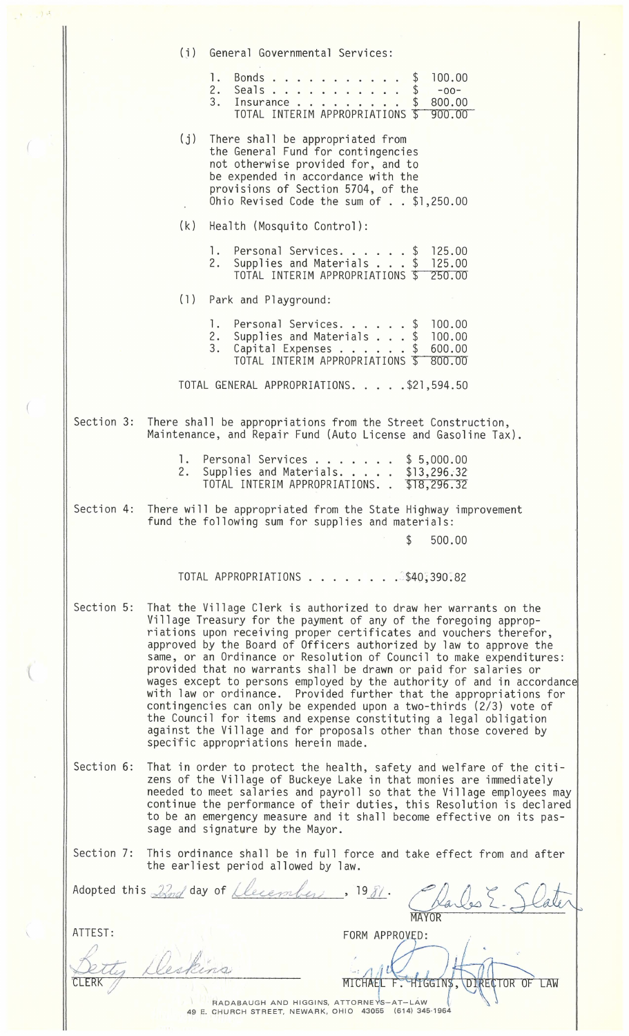(i) General Governmental Services:

| | | |
|---|---|---|
| 1. | Bonds . . . . . . . . . . . | $ 100.00 |
| 2. | Seals . . . . . . . . . . . | $ -oo- |
| 3. | Insurance . . . . . . . . . | $ 800.00 |
| | TOTAL INTERIM APPROPRIATIONS | $ 900.00 |

(j) There shall be appropriated from the General Fund for contingencies not otherwise provided for, and to be expended in accordance with the provisions of Section 5704, of the Ohio Revised Code the sum of . . $1,250.00

(k) Health (Mosquito Control):

| | | |
|---|---|---|
| 1. | Personal Services. . . . . . | $ 125.00 |
| 2. | Supplies and Materials . . . | $ 125.00 |
| | TOTAL INTERIM APPROPRIATIONS | $ 250.00 |

(l) Park and Playground:

| | | |
|---|---|---|
| 1. | Personal Services. . . . . . | $ 100.00 |
| 2. | Supplies and Materials . . . | $ 100.00 |
| 3. | Capital Expenses . . . . . . | $ 600.00 |
| | TOTAL INTERIM APPROPRIATIONS | $ 800.00 |

TOTAL GENERAL APPROPRIATIONS. . . . . $21,594.50

Section 3: There shall be appropriations from the Street Construction, Maintenance, and Repair Fund (Auto License and Gasoline Tax).

| | | |
|---|---|---|
| 1. | Personal Services . . . . . . . | $ 5,000.00 |
| 2. | Supplies and Materials. . . . . | $13,296.32 |
| | TOTAL INTERIM APPROPRIATIONS. . | $18,296.32 |

Section 4: There will be appropriated from the State Highway improvement fund the following sum for supplies and materials:

$ 500.00

TOTAL APPROPRIATIONS . . . . . . . . . $40,390.82

Section 5: That the Village Clerk is authorized to draw her warrants on the Village Treasury for the payment of any of the foregoing appropriations upon receiving proper certificates and vouchers therefor, approved by the Board of Officers authorized by law to approve the same, or an Ordinance or Resolution of Council to make expenditures: provided that no warrants shall be drawn or paid for salaries or wages except to persons employed by the authority of and in accordance with law or ordinance. Provided further that the appropriations for contingencies can only be expended upon a two-thirds (2/3) vote of the Council for items and expense constituting a legal obligation against the Village and for proposals other than those covered by specific appropriations herein made.

Section 6: That in order to protect the health, safety and welfare of the citizens of the Village of Buckeye Lake in that monies are immediately needed to meet salaries and payroll so that the Village employees may continue the performance of their duties, this Resolution is declared to be an emergency measure and it shall become effective on its passage and signature by the Mayor.

Section 7: This ordinance shall be in full force and take effect from and after the earliest period allowed by law.

Adopted this 22nd day of December, 1981.

Charles E. Slater
MAYOR

ATTEST:

Betty Deskins
CLERK

FORM APPROVED:

MICHAEL F. HIGGINS, DIRECTOR OF LAW

RADABAUGH AND HIGGINS, ATTORNEYS—AT—LAW
49 E. CHURCH STREET, NEWARK, OHIO 43055 (614) 345-1964